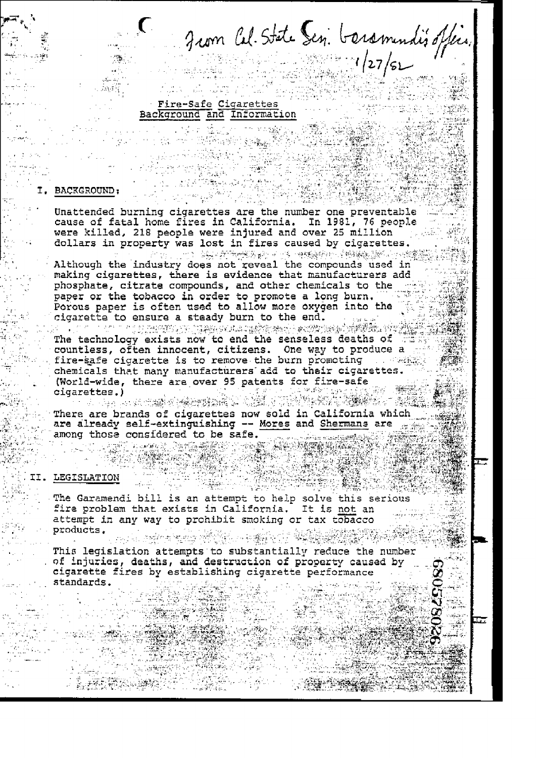From Cal. State Sen. Garamendi's office, 1/27/82

## Fire-Safe Cigarettes
## Background and Information

### I. BACKGROUND:

Unattended burning cigarettes are the number one preventable cause of fatal home fires in California. In 1981, 76 people were killed, 218 people were injured and over 25 million dollars in property was lost in fires caused by cigarettes.

Although the industry does not reveal the compounds used in making cigarettes, there is evidence that manufacturers add phosphate, citrate compounds, and other chemicals to the paper or the tobacco in order to promote a long burn. Porous paper is often used to allow more oxygen into the cigarette to ensure a steady burn to the end.

The technology exists now to end the senseless deaths of countless, often innocent, citizens. One way to produce a fire-safe cigarette is to remove the burn promoting chemicals that many manufacturers add to their cigarettes. (World-wide, there are over 95 patents for fire-safe cigarettes.)

There are brands of cigarettes now sold in California which are already self-extinguishing -- Mores and Shermans are among those considered to be safe.

### II. LEGISLATION

The Garamendi bill is an attempt to help solve this serious fire problem that exists in California. It is not an attempt in any way to prohibit smoking or tax tobacco products.

This legislation attempts to substantially reduce the number of injuries, deaths, and destruction of property caused by cigarette fires by establishing cigarette performance standards.

680578026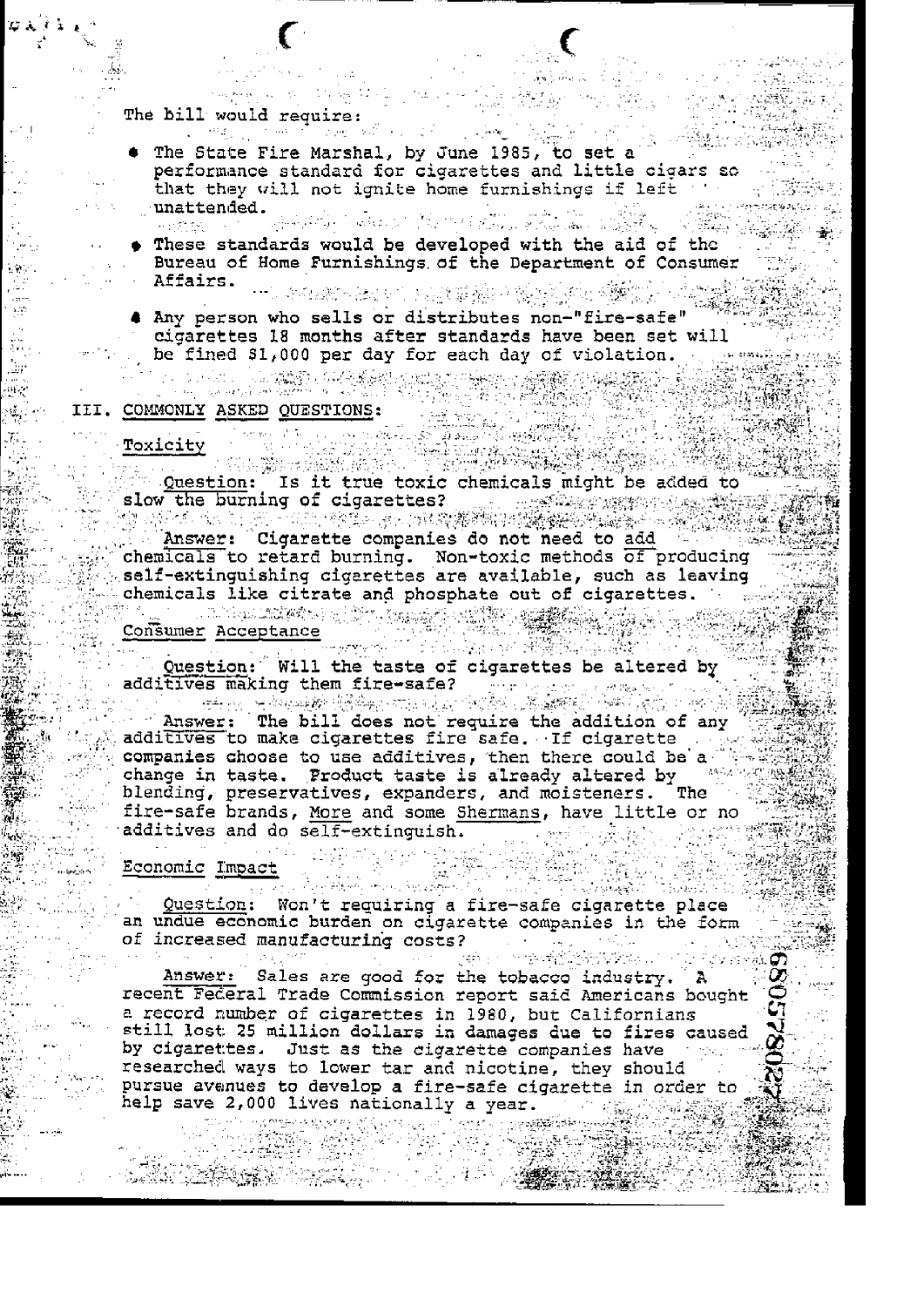The bill would require:

- The State Fire Marshal, by June 1985, to set a performance standard for cigarettes and little cigars so that they will not ignite home furnishings if left unattended.
- These standards would be developed with the aid of the Bureau of Home Furnishings of the Department of Consumer Affairs.
- Any person who sells or distributes non-"fire-safe" cigarettes 18 months after standards have been set will be fined $1,000 per day for each day of violation.

## III. COMMONLY ASKED QUESTIONS:

### Toxicity

Question: Is it true toxic chemicals might be added to slow the burning of cigarettes?

Answer: Cigarette companies do not need to add chemicals to retard burning. Non-toxic methods of producing self-extinguishing cigarettes are available, such as leaving chemicals like citrate and phosphate out of cigarettes.

### Consumer Acceptance

Question: Will the taste of cigarettes be altered by additives making them fire-safe?

Answer: The bill does not require the addition of any additives to make cigarettes fire safe. If cigarette companies choose to use additives, then there could be a change in taste. Product taste is already altered by blending, preservatives, expanders, and moisteners. The fire-safe brands, More and some Shermans, have little or no additives and do self-extinguish.

### Economic Impact

Question: Won't requiring a fire-safe cigarette place an undue economic burden on cigarette companies in the form of increased manufacturing costs?

Answer: Sales are good for the tobacco industry. A recent Federal Trade Commission report said Americans bought a record number of cigarettes in 1980, but Californians still lost 25 million dollars in damages due to fires caused by cigarettes. Just as the cigarette companies have researched ways to lower tar and nicotine, they should pursue avenues to develop a fire-safe cigarette in order to help save 2,000 lives nationally a year.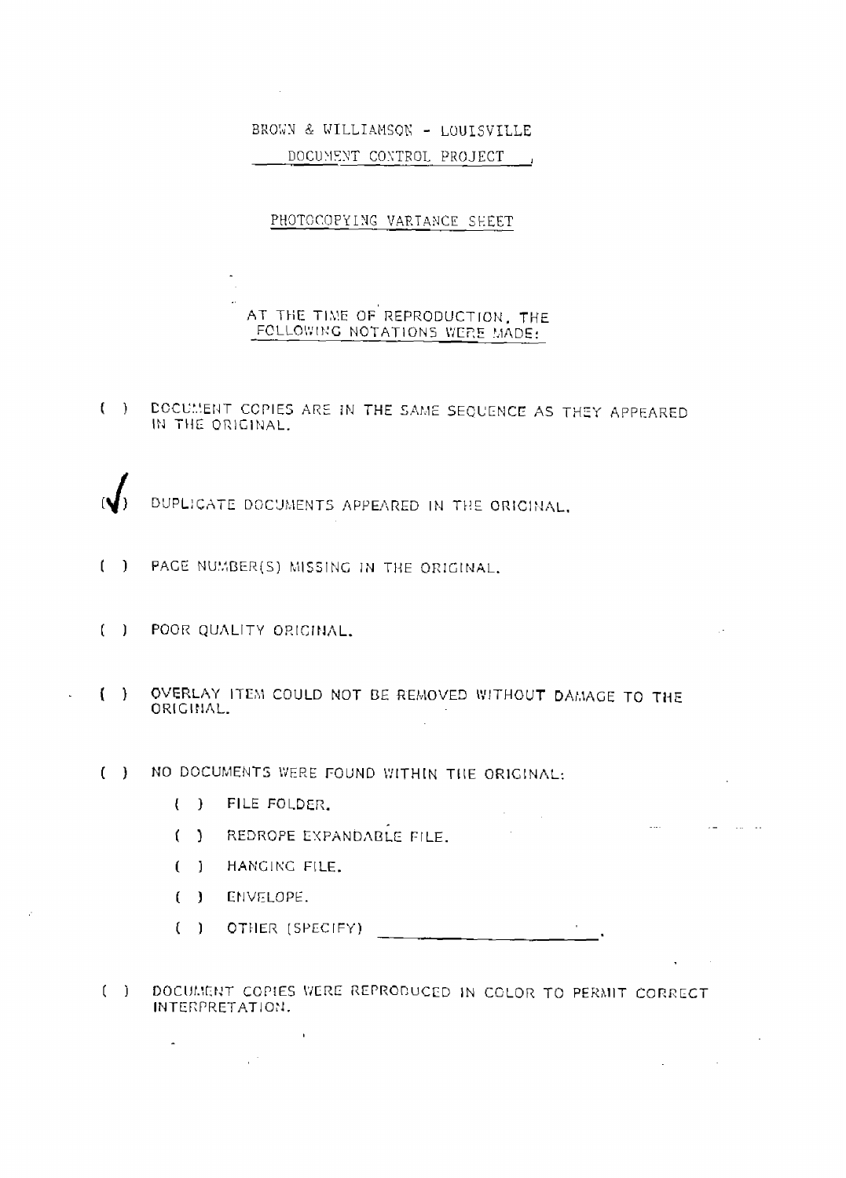BROWN & WILLIAMSON - LOUISVILLE

DOCUMENT CONTROL PROJECT

PHOTOCOPYING VARIANCE SHEET

AT THE TIME OF REPRODUCTION, THE FOLLOWING NOTATIONS WERE MADE:

( ) DOCUMENT COPIES ARE IN THE SAME SEQUENCE AS THEY APPEARED IN THE ORIGINAL.

(✓) DUPLICATE DOCUMENTS APPEARED IN THE ORIGINAL.

( ) PAGE NUMBER(S) MISSING IN THE ORIGINAL.

( ) POOR QUALITY ORIGINAL.

( ) OVERLAY ITEM COULD NOT BE REMOVED WITHOUT DAMAGE TO THE ORIGINAL.

( ) NO DOCUMENTS WERE FOUND WITHIN THE ORIGINAL:

- ( ) FILE FOLDER.
- ( ) REDROPE EXPANDABLE FILE.
- ( ) HANGING FILE.
- ( ) ENVELOPE.
- ( ) OTHER (SPECIFY) ______________________.

( ) DOCUMENT COPIES WERE REPRODUCED IN COLOR TO PERMIT CORRECT INTERPRETATION.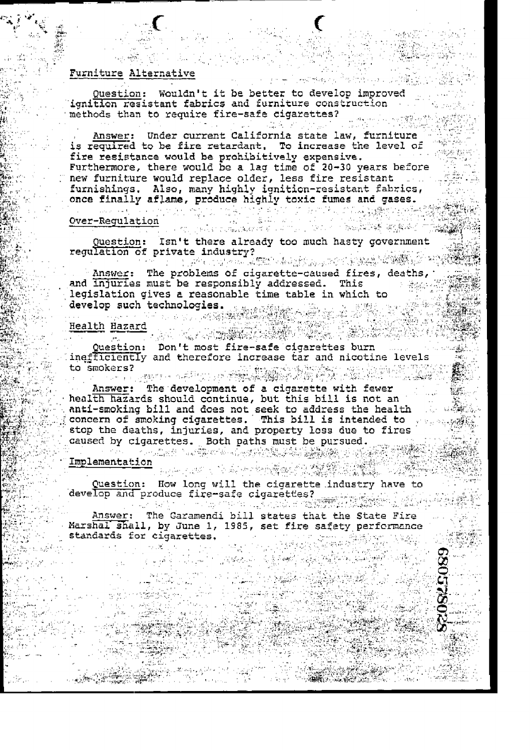## Furniture Alternative

Question: Wouldn't it be better to develop improved ignition resistant fabrics and furniture construction methods than to require fire-safe cigarettes?

Answer: Under current California state law, furniture is required to be fire retardant. To increase the level of fire resistance would be prohibitively expensive. Furthermore, there would be a lag time of 20-30 years before new furniture would replace older, less fire resistant furnishings. Also, many highly ignition-resistant fabrics, once finally aflame, produce highly toxic fumes and gases.

## Over-Regulation

Question: Isn't there already too much hasty government regulation of private industry?

Answer: The problems of cigarette-caused fires, deaths, and injuries must be responsibly addressed. This legislation gives a reasonable time table in which to develop such technologies.

## Health Hazard

Question: Don't most fire-safe cigarettes burn inefficiently and therefore increase tar and nicotine levels to smokers?

Answer: The development of a cigarette with fewer health hazards should continue, but this bill is not an anti-smoking bill and does not seek to address the health concern of smoking cigarettes. This bill is intended to stop the deaths, injuries, and property loss due to fires caused by cigarettes. Both paths must be pursued.

## Implementation

Question: How long will the cigarette industry have to develop and produce fire-safe cigarettes?

Answer: The Garamendi bill states that the State Fire Marshal shall, by June 1, 1985, set fire safety performance standards for cigarettes.

680578028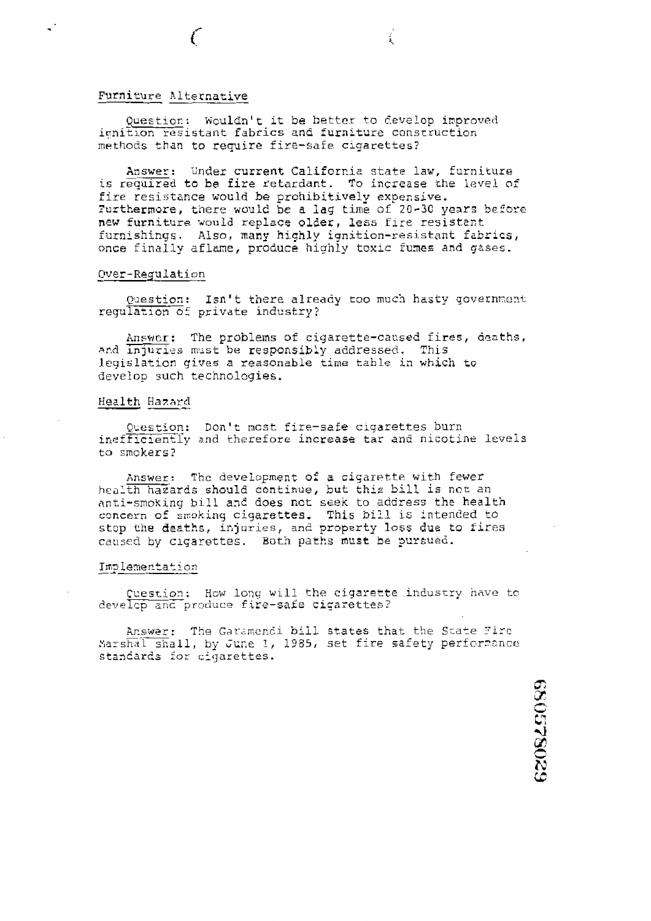Furniture Alternative

Question: Wouldn't it be better to develop improved ignition resistant fabrics and furniture construction methods than to require fire-safe cigarettes?

Answer: Under current California state law, furniture is required to be fire retardant. To increase the level of fire resistance would be prohibitively expensive. Furthermore, there would be a lag time of 20-30 years before new furniture would replace older, less fire resistant furnishings. Also, many highly ignition-resistant fabrics, once finally aflame, produce highly toxic fumes and gases.

Over-Regulation

Question: Isn't there already too much hasty government regulation of private industry?

Answer: The problems of cigarette-caused fires, deaths, and injuries must be responsibly addressed. This legislation gives a reasonable time table in which to develop such technologies.

Health Hazard

Question: Don't most fire-safe cigarettes burn inefficiently and therefore increase tar and nicotine levels to smokers?

Answer: The development of a cigarette with fewer health hazards should continue, but this bill is not an anti-smoking bill and does not seek to address the health concern of smoking cigarettes. This bill is intended to stop the deaths, injuries, and property loss due to fires caused by cigarettes. Both paths must be pursued.

Implementation

Question: How long will the cigarette industry have to develop and produce fire-safe cigarettes?

Answer: The Garamendi bill states that the State Fire Marshal shall, by June 1, 1985, set fire safety performance standards for cigarettes.

680578029